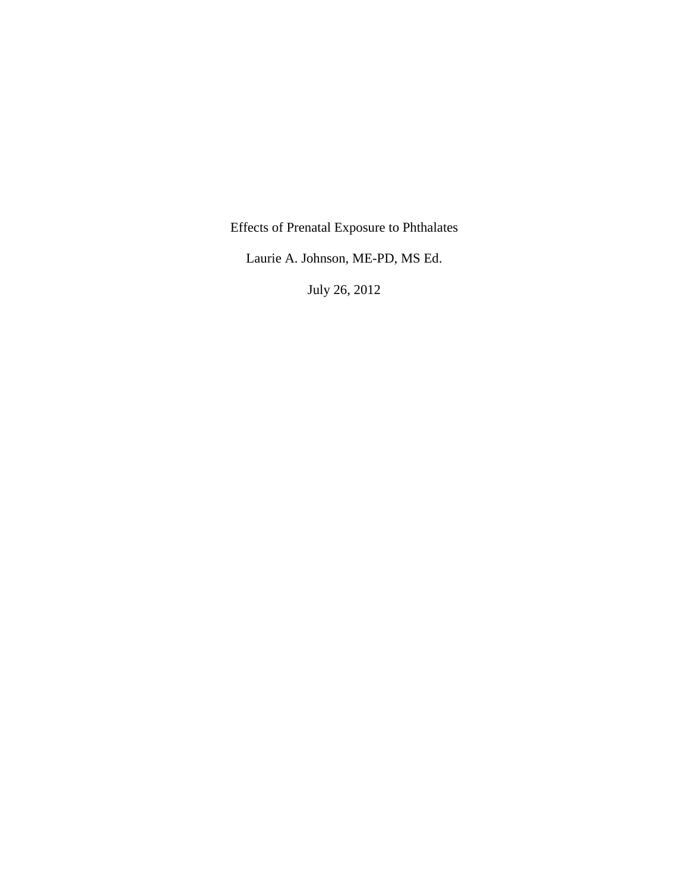# Effects of Prenatal Exposure to Phthalates

Laurie A. Johnson, ME-PD, MS Ed.

July 26, 2012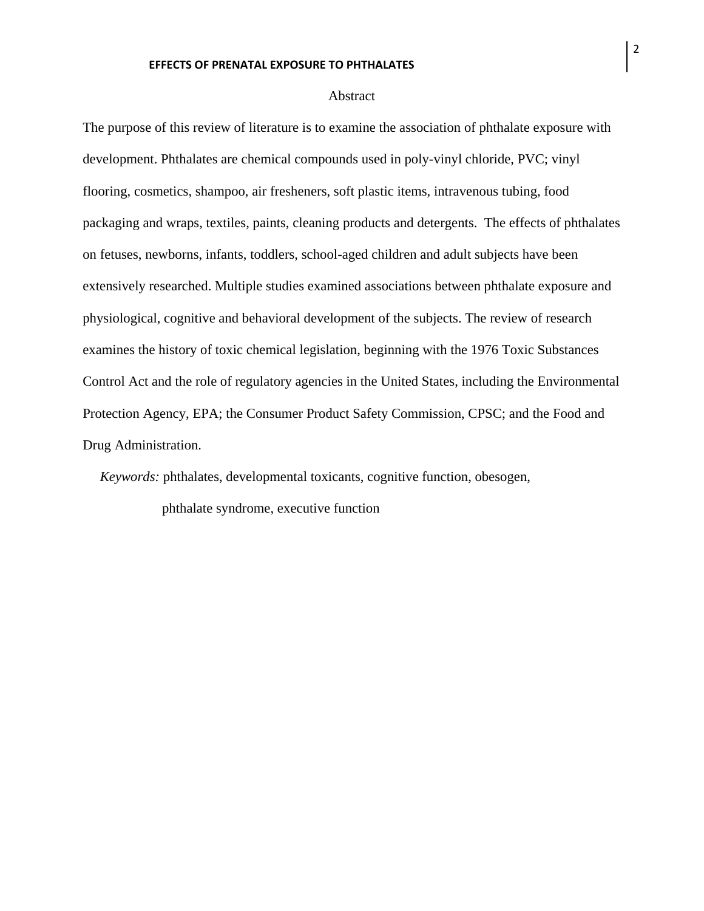# Abstract

The purpose of this review of literature is to examine the association of phthalate exposure with development. Phthalates are chemical compounds used in poly-vinyl chloride, PVC; vinyl flooring, cosmetics, shampoo, air fresheners, soft plastic items, intravenous tubing, food packaging and wraps, textiles, paints, cleaning products and detergents. The effects of phthalates on fetuses, newborns, infants, toddlers, school-aged children and adult subjects have been extensively researched. Multiple studies examined associations between phthalate exposure and physiological, cognitive and behavioral development of the subjects. The review of research examines the history of toxic chemical legislation, beginning with the 1976 Toxic Substances Control Act and the role of regulatory agencies in the United States, including the Environmental Protection Agency, EPA; the Consumer Product Safety Commission, CPSC; and the Food and Drug Administration.

*Keywords:* phthalates, developmental toxicants, cognitive function, obesogen, phthalate syndrome, executive function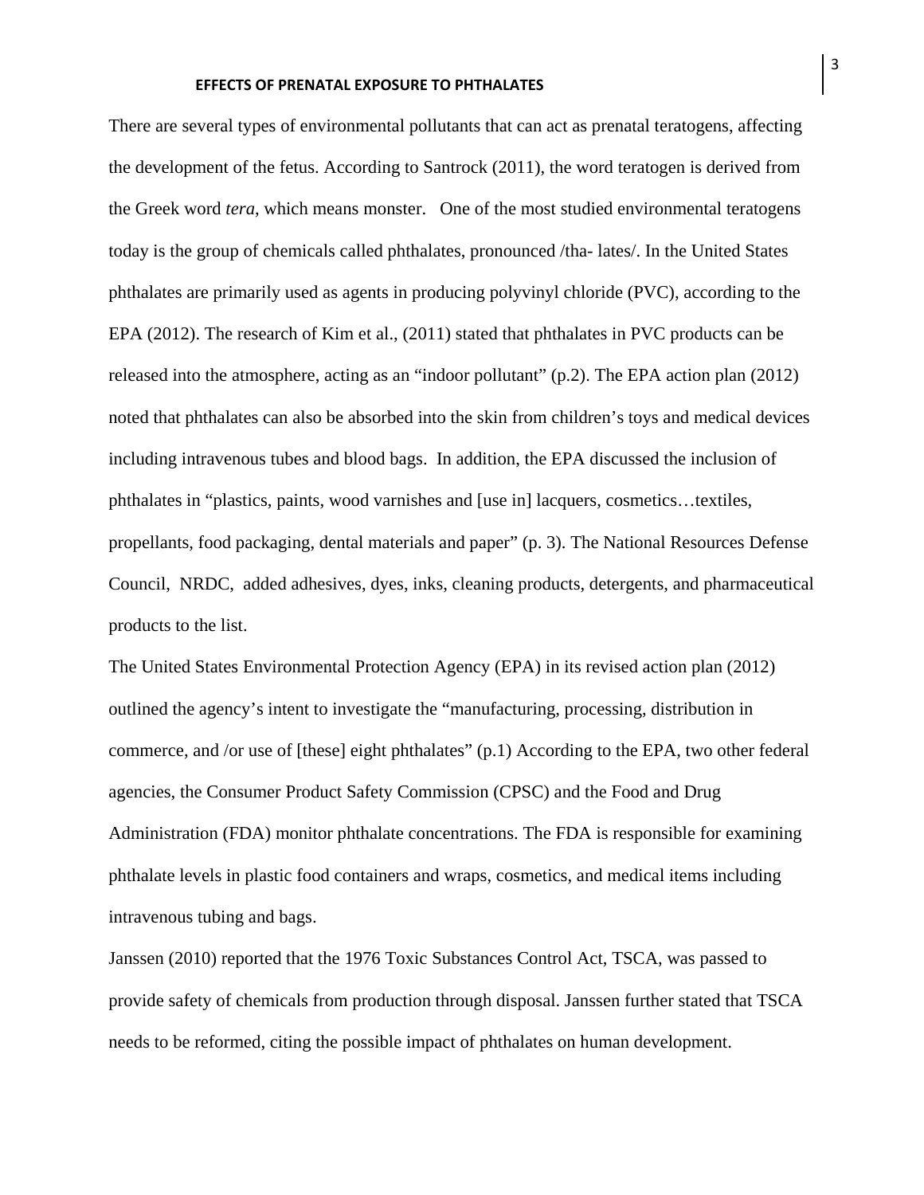There are several types of environmental pollutants that can act as prenatal teratogens, affecting the development of the fetus. According to Santrock (2011), the word teratogen is derived from the Greek word *tera*, which means monster. One of the most studied environmental teratogens today is the group of chemicals called phthalates, pronounced /tha- lates/. In the United States phthalates are primarily used as agents in producing polyvinyl chloride (PVC), according to the EPA (2012). The research of Kim et al., (2011) stated that phthalates in PVC products can be released into the atmosphere, acting as an "indoor pollutant" (p.2). The EPA action plan (2012) noted that phthalates can also be absorbed into the skin from children's toys and medical devices including intravenous tubes and blood bags. In addition, the EPA discussed the inclusion of phthalates in "plastics, paints, wood varnishes and [use in] lacquers, cosmetics…textiles, propellants, food packaging, dental materials and paper" (p. 3). The National Resources Defense Council, NRDC, added adhesives, dyes, inks, cleaning products, detergents, and pharmaceutical products to the list.

The United States Environmental Protection Agency (EPA) in its revised action plan (2012) outlined the agency's intent to investigate the "manufacturing, processing, distribution in commerce, and /or use of [these] eight phthalates" (p.1) According to the EPA, two other federal agencies, the Consumer Product Safety Commission (CPSC) and the Food and Drug Administration (FDA) monitor phthalate concentrations. The FDA is responsible for examining phthalate levels in plastic food containers and wraps, cosmetics, and medical items including intravenous tubing and bags.

Janssen (2010) reported that the 1976 Toxic Substances Control Act, TSCA, was passed to provide safety of chemicals from production through disposal. Janssen further stated that TSCA needs to be reformed, citing the possible impact of phthalates on human development.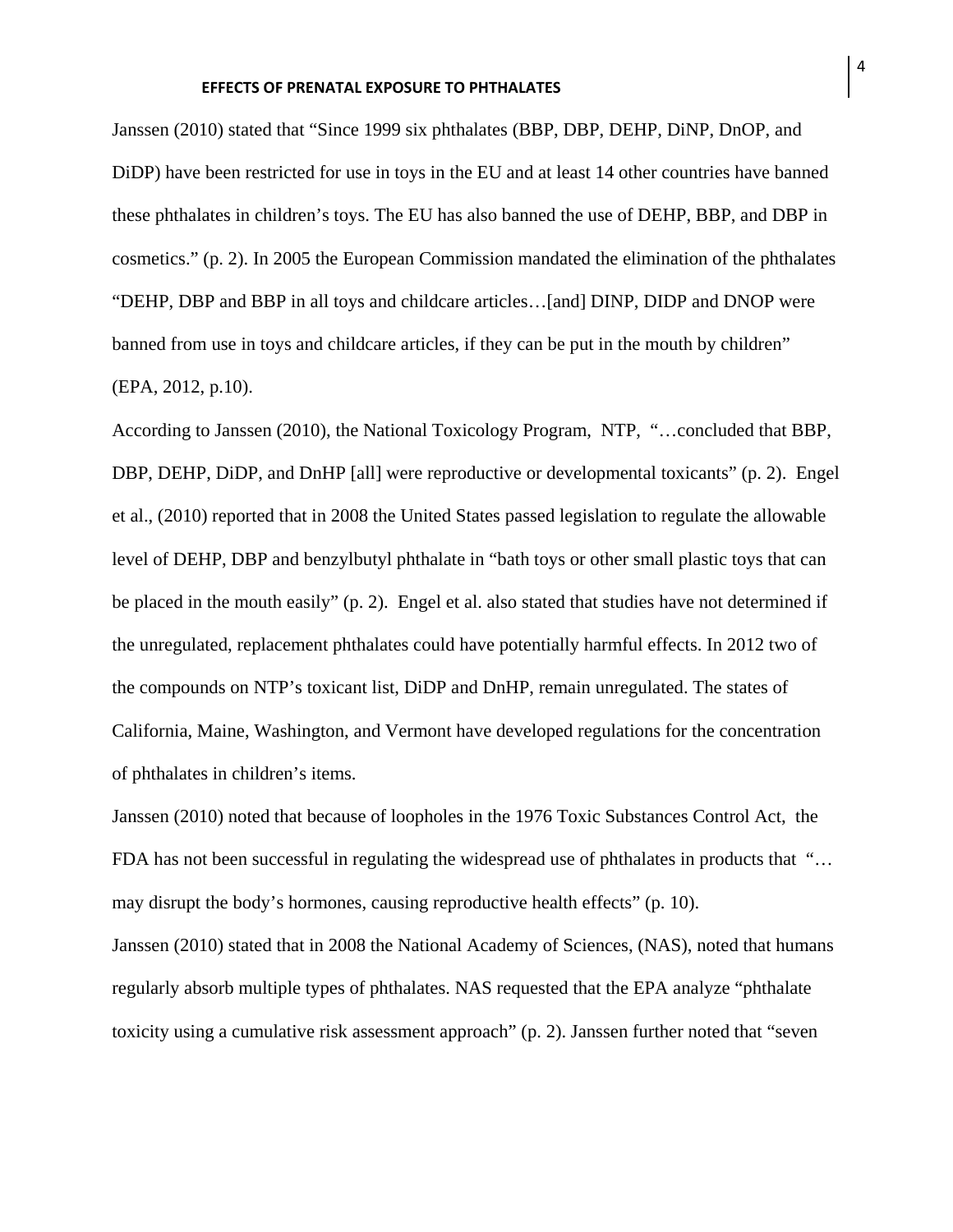Janssen (2010) stated that "Since 1999 six phthalates (BBP, DBP, DEHP, DiNP, DnOP, and DiDP) have been restricted for use in toys in the EU and at least 14 other countries have banned these phthalates in children's toys. The EU has also banned the use of DEHP, BBP, and DBP in cosmetics." (p. 2). In 2005 the European Commission mandated the elimination of the phthalates "DEHP, DBP and BBP in all toys and childcare articles…[and] DINP, DIDP and DNOP were banned from use in toys and childcare articles, if they can be put in the mouth by children" (EPA, 2012, p.10).

According to Janssen (2010), the National Toxicology Program, NTP, "…concluded that BBP, DBP, DEHP, DiDP, and DnHP [all] were reproductive or developmental toxicants" (p. 2). Engel et al., (2010) reported that in 2008 the United States passed legislation to regulate the allowable level of DEHP, DBP and benzylbutyl phthalate in "bath toys or other small plastic toys that can be placed in the mouth easily" (p. 2). Engel et al. also stated that studies have not determined if the unregulated, replacement phthalates could have potentially harmful effects. In 2012 two of the compounds on NTP's toxicant list, DiDP and DnHP, remain unregulated. The states of California, Maine, Washington, and Vermont have developed regulations for the concentration of phthalates in children's items.

Janssen (2010) noted that because of loopholes in the 1976 Toxic Substances Control Act, the FDA has not been successful in regulating the widespread use of phthalates in products that "…may disrupt the body's hormones, causing reproductive health effects" (p. 10).

Janssen (2010) stated that in 2008 the National Academy of Sciences, (NAS), noted that humans regularly absorb multiple types of phthalates. NAS requested that the EPA analyze "phthalate toxicity using a cumulative risk assessment approach" (p. 2). Janssen further noted that "seven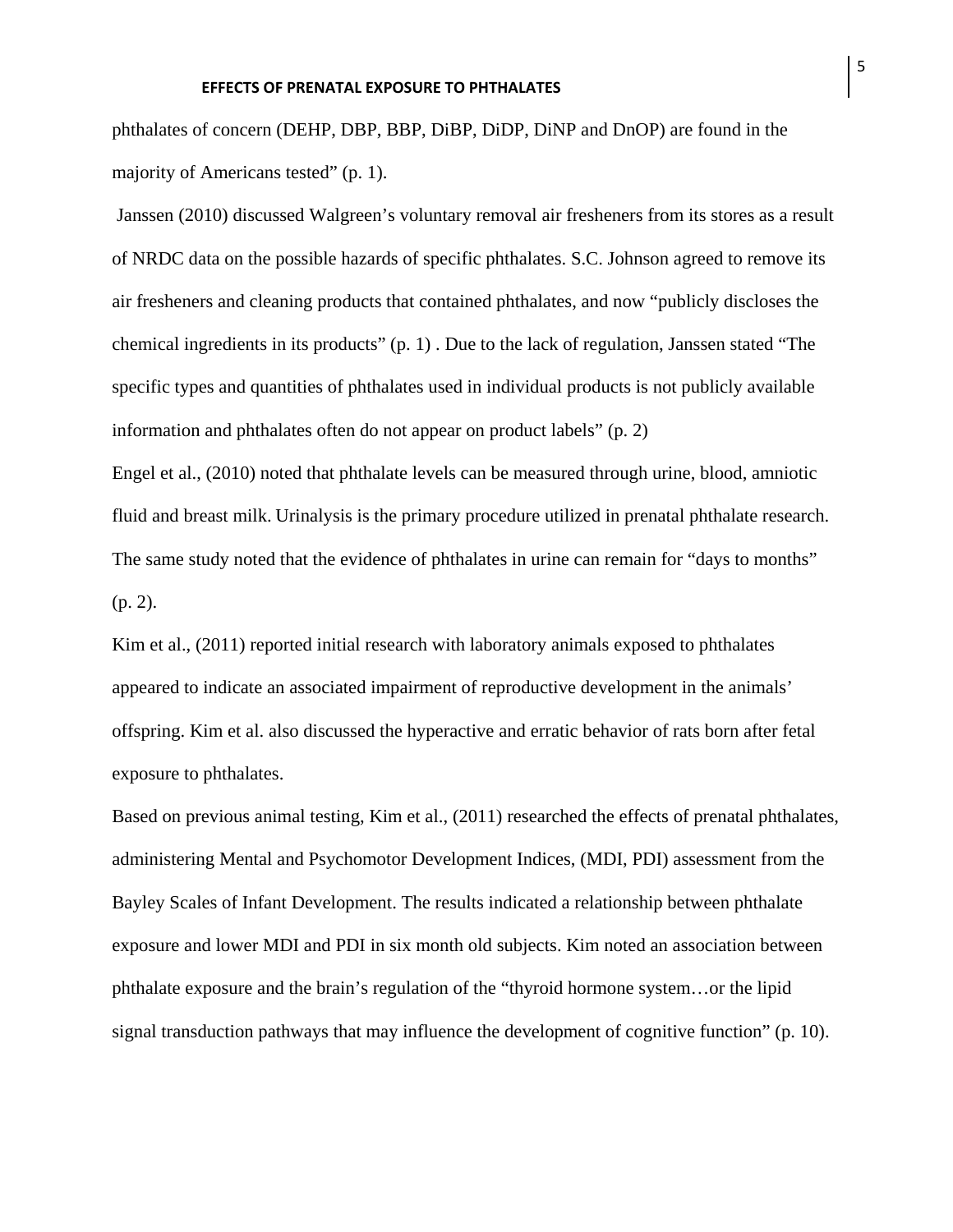phthalates of concern (DEHP, DBP, BBP, DiBP, DiDP, DiNP and DnOP) are found in the majority of Americans tested" (p. 1).

Janssen (2010) discussed Walgreen's voluntary removal air fresheners from its stores as a result of NRDC data on the possible hazards of specific phthalates. S.C. Johnson agreed to remove its air fresheners and cleaning products that contained phthalates, and now "publicly discloses the chemical ingredients in its products" (p. 1) . Due to the lack of regulation, Janssen stated "The specific types and quantities of phthalates used in individual products is not publicly available information and phthalates often do not appear on product labels" (p. 2)

Engel et al., (2010) noted that phthalate levels can be measured through urine, blood, amniotic fluid and breast milk. Urinalysis is the primary procedure utilized in prenatal phthalate research. The same study noted that the evidence of phthalates in urine can remain for "days to months" (p. 2).

Kim et al., (2011) reported initial research with laboratory animals exposed to phthalates appeared to indicate an associated impairment of reproductive development in the animals' offspring. Kim et al. also discussed the hyperactive and erratic behavior of rats born after fetal exposure to phthalates.

Based on previous animal testing, Kim et al., (2011) researched the effects of prenatal phthalates, administering Mental and Psychomotor Development Indices, (MDI, PDI) assessment from the Bayley Scales of Infant Development. The results indicated a relationship between phthalate exposure and lower MDI and PDI in six month old subjects. Kim noted an association between phthalate exposure and the brain's regulation of the "thyroid hormone system…or the lipid signal transduction pathways that may influence the development of cognitive function" (p. 10).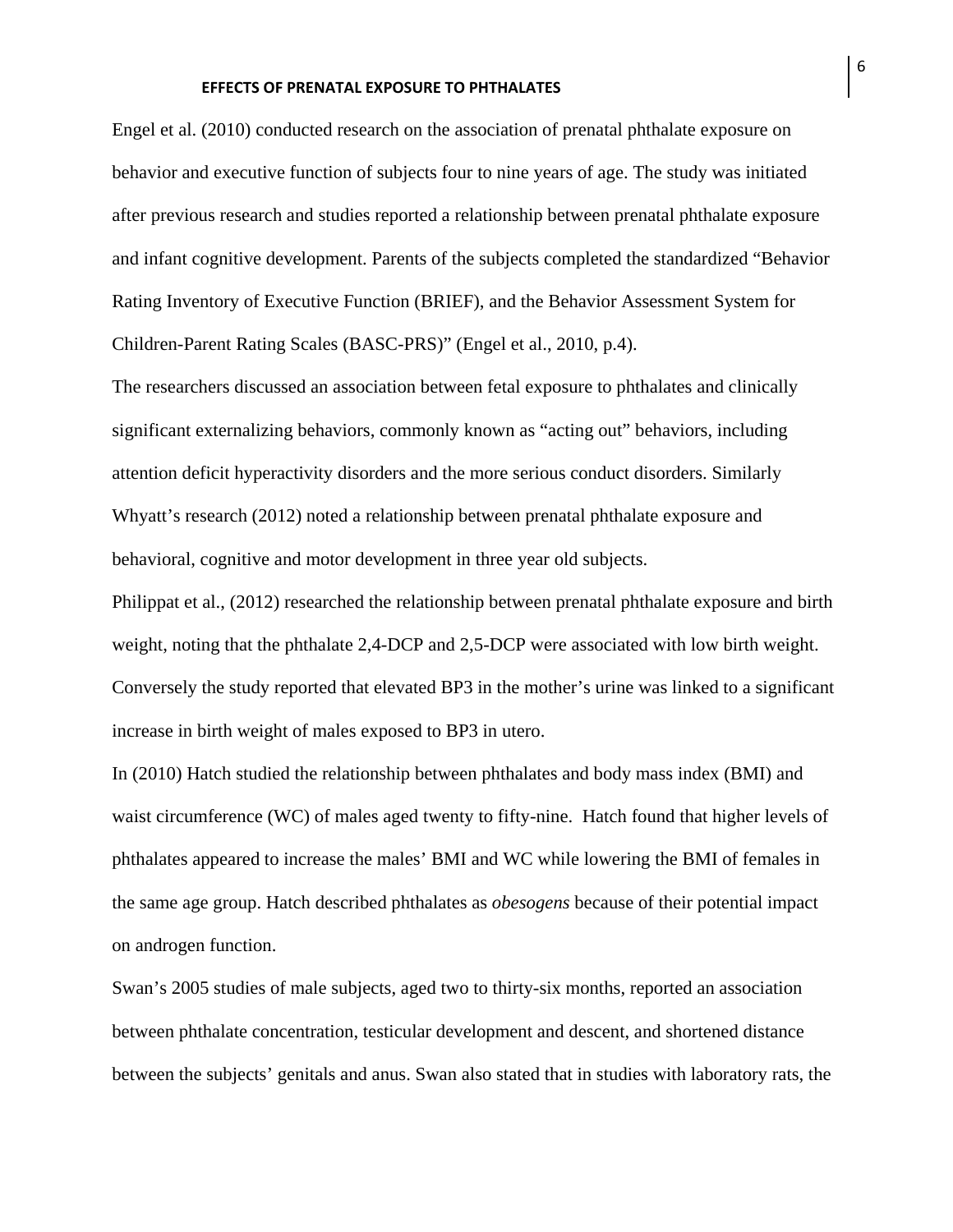Engel et al. (2010) conducted research on the association of prenatal phthalate exposure on behavior and executive function of subjects four to nine years of age. The study was initiated after previous research and studies reported a relationship between prenatal phthalate exposure and infant cognitive development. Parents of the subjects completed the standardized "Behavior Rating Inventory of Executive Function (BRIEF), and the Behavior Assessment System for Children-Parent Rating Scales (BASC-PRS)" (Engel et al., 2010, p.4).

The researchers discussed an association between fetal exposure to phthalates and clinically significant externalizing behaviors, commonly known as "acting out" behaviors, including attention deficit hyperactivity disorders and the more serious conduct disorders. Similarly Whyatt's research (2012) noted a relationship between prenatal phthalate exposure and behavioral, cognitive and motor development in three year old subjects.

Philippat et al., (2012) researched the relationship between prenatal phthalate exposure and birth weight, noting that the phthalate 2,4-DCP and 2,5-DCP were associated with low birth weight. Conversely the study reported that elevated BP3 in the mother's urine was linked to a significant increase in birth weight of males exposed to BP3 in utero.

In (2010) Hatch studied the relationship between phthalates and body mass index (BMI) and waist circumference (WC) of males aged twenty to fifty-nine. Hatch found that higher levels of phthalates appeared to increase the males' BMI and WC while lowering the BMI of females in the same age group. Hatch described phthalates as *obesogens* because of their potential impact on androgen function.

Swan's 2005 studies of male subjects, aged two to thirty-six months, reported an association between phthalate concentration, testicular development and descent, and shortened distance between the subjects' genitals and anus. Swan also stated that in studies with laboratory rats, the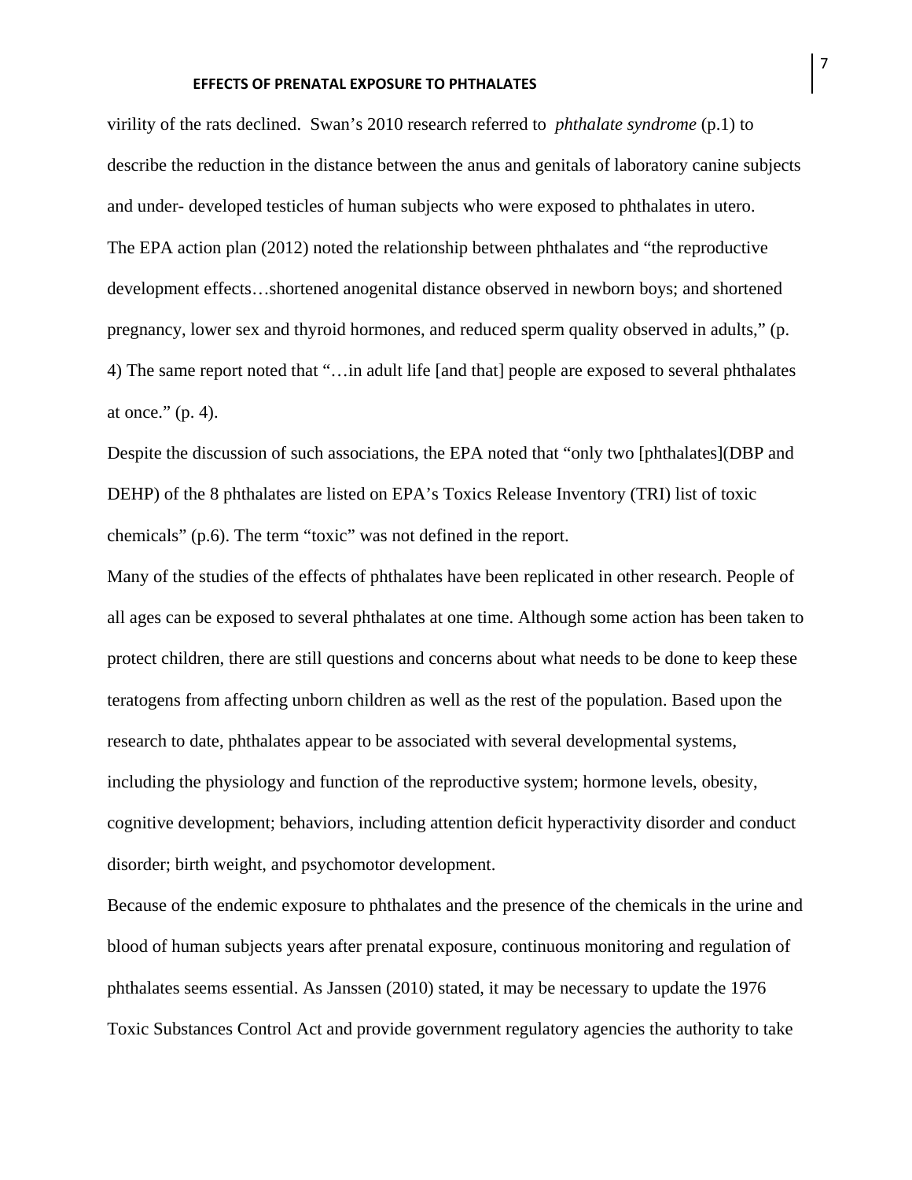virility of the rats declined. Swan's 2010 research referred to *phthalate syndrome* (p.1) to describe the reduction in the distance between the anus and genitals of laboratory canine subjects and under- developed testicles of human subjects who were exposed to phthalates in utero.

The EPA action plan (2012) noted the relationship between phthalates and "the reproductive development effects…shortened anogenital distance observed in newborn boys; and shortened pregnancy, lower sex and thyroid hormones, and reduced sperm quality observed in adults," (p. 4) The same report noted that "…in adult life [and that] people are exposed to several phthalates at once." (p. 4).

Despite the discussion of such associations, the EPA noted that "only two [phthalates](DBP and DEHP) of the 8 phthalates are listed on EPA's Toxics Release Inventory (TRI) list of toxic chemicals" (p.6). The term "toxic" was not defined in the report.

Many of the studies of the effects of phthalates have been replicated in other research. People of all ages can be exposed to several phthalates at one time. Although some action has been taken to protect children, there are still questions and concerns about what needs to be done to keep these teratogens from affecting unborn children as well as the rest of the population. Based upon the research to date, phthalates appear to be associated with several developmental systems, including the physiology and function of the reproductive system; hormone levels, obesity, cognitive development; behaviors, including attention deficit hyperactivity disorder and conduct disorder; birth weight, and psychomotor development.

Because of the endemic exposure to phthalates and the presence of the chemicals in the urine and blood of human subjects years after prenatal exposure, continuous monitoring and regulation of phthalates seems essential. As Janssen (2010) stated, it may be necessary to update the 1976 Toxic Substances Control Act and provide government regulatory agencies the authority to take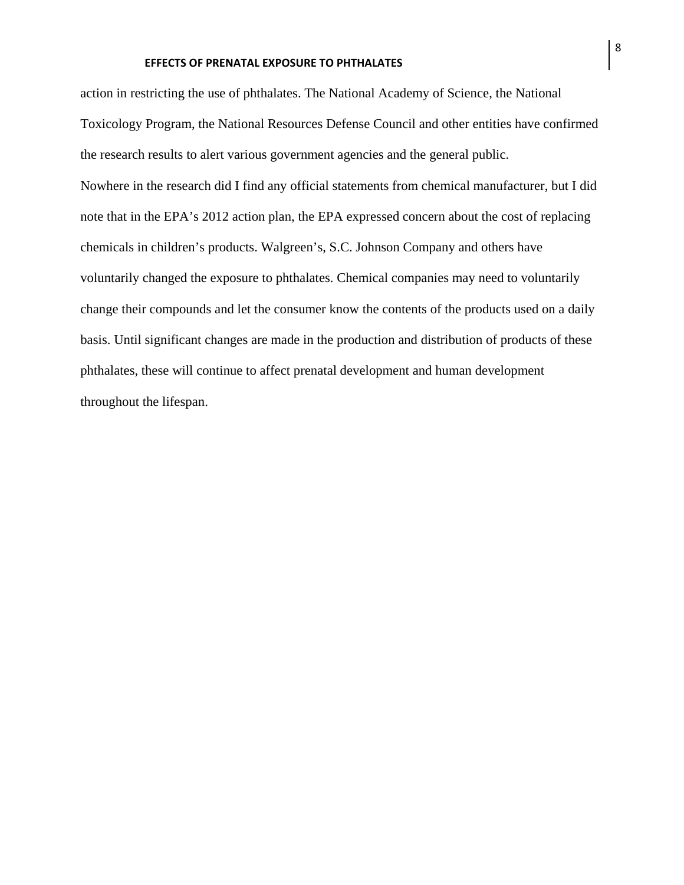action in restricting the use of phthalates. The National Academy of Science, the National Toxicology Program, the National Resources Defense Council and other entities have confirmed the research results to alert various government agencies and the general public.

Nowhere in the research did I find any official statements from chemical manufacturer, but I did note that in the EPA's 2012 action plan, the EPA expressed concern about the cost of replacing chemicals in children's products. Walgreen's, S.C. Johnson Company and others have voluntarily changed the exposure to phthalates. Chemical companies may need to voluntarily change their compounds and let the consumer know the contents of the products used on a daily basis. Until significant changes are made in the production and distribution of products of these phthalates, these will continue to affect prenatal development and human development throughout the lifespan.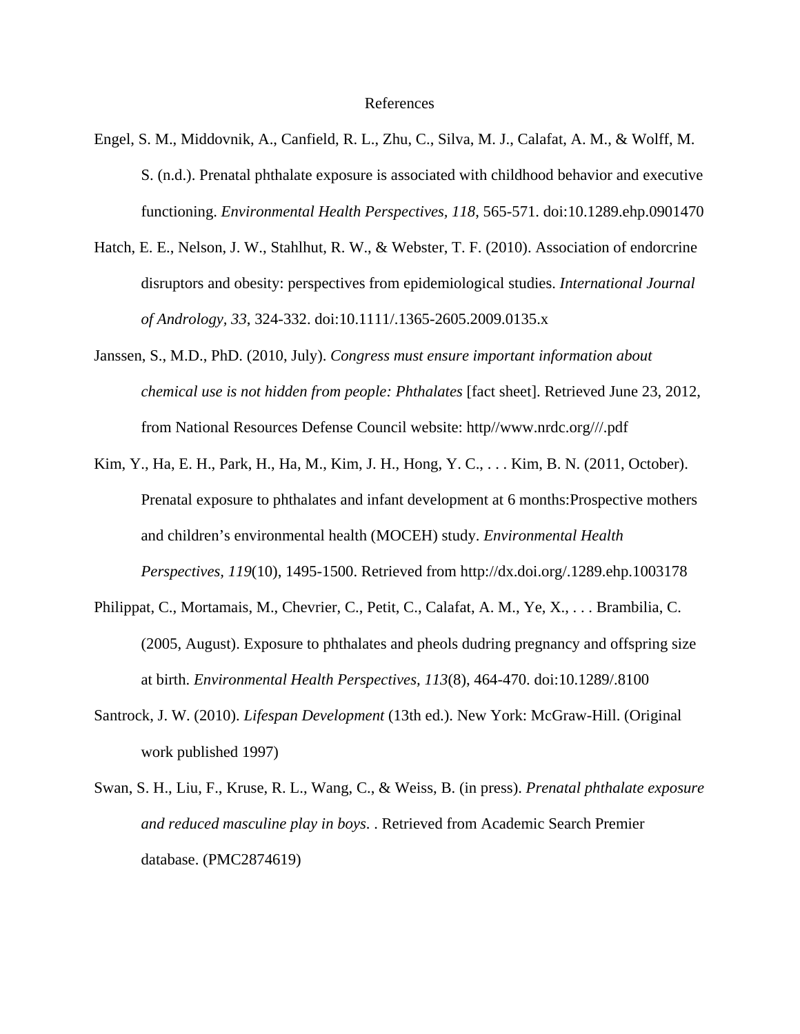# References

Engel, S. M., Middovnik, A., Canfield, R. L., Zhu, C., Silva, M. J., Calafat, A. M., & Wolff, M. S. (n.d.). Prenatal phthalate exposure is associated with childhood behavior and executive functioning. *Environmental Health Perspectives, 118*, 565-571. doi:10.1289.ehp.0901470

Hatch, E. E., Nelson, J. W., Stahlhut, R. W., & Webster, T. F. (2010). Association of endorcrine disruptors and obesity: perspectives from epidemiological studies. *International Journal of Andrology, 33*, 324-332. doi:10.1111/.1365-2605.2009.0135.x

Janssen, S., M.D., PhD. (2010, July). *Congress must ensure important information about chemical use is not hidden from people: Phthalates* [fact sheet]. Retrieved June 23, 2012, from National Resources Defense Council website: http//www.nrdc.org///.pdf

Kim, Y., Ha, E. H., Park, H., Ha, M., Kim, J. H., Hong, Y. C., . . . Kim, B. N. (2011, October). Prenatal exposure to phthalates and infant development at 6 months:Prospective mothers and children's environmental health (MOCEH) study. *Environmental Health Perspectives, 119*(10), 1495-1500. Retrieved from http://dx.doi.org/.1289.ehp.1003178

Philippat, C., Mortamais, M., Chevrier, C., Petit, C., Calafat, A. M., Ye, X., . . . Brambilia, C. (2005, August). Exposure to phthalates and pheols dudring pregnancy and offspring size at birth. *Environmental Health Perspectives, 113*(8), 464-470. doi:10.1289/.8100

Santrock, J. W. (2010). *Lifespan Development* (13th ed.). New York: McGraw-Hill. (Original work published 1997)

Swan, S. H., Liu, F., Kruse, R. L., Wang, C., & Weiss, B. (in press). *Prenatal phthalate exposure and reduced masculine play in boys*. . Retrieved from Academic Search Premier database. (PMC2874619)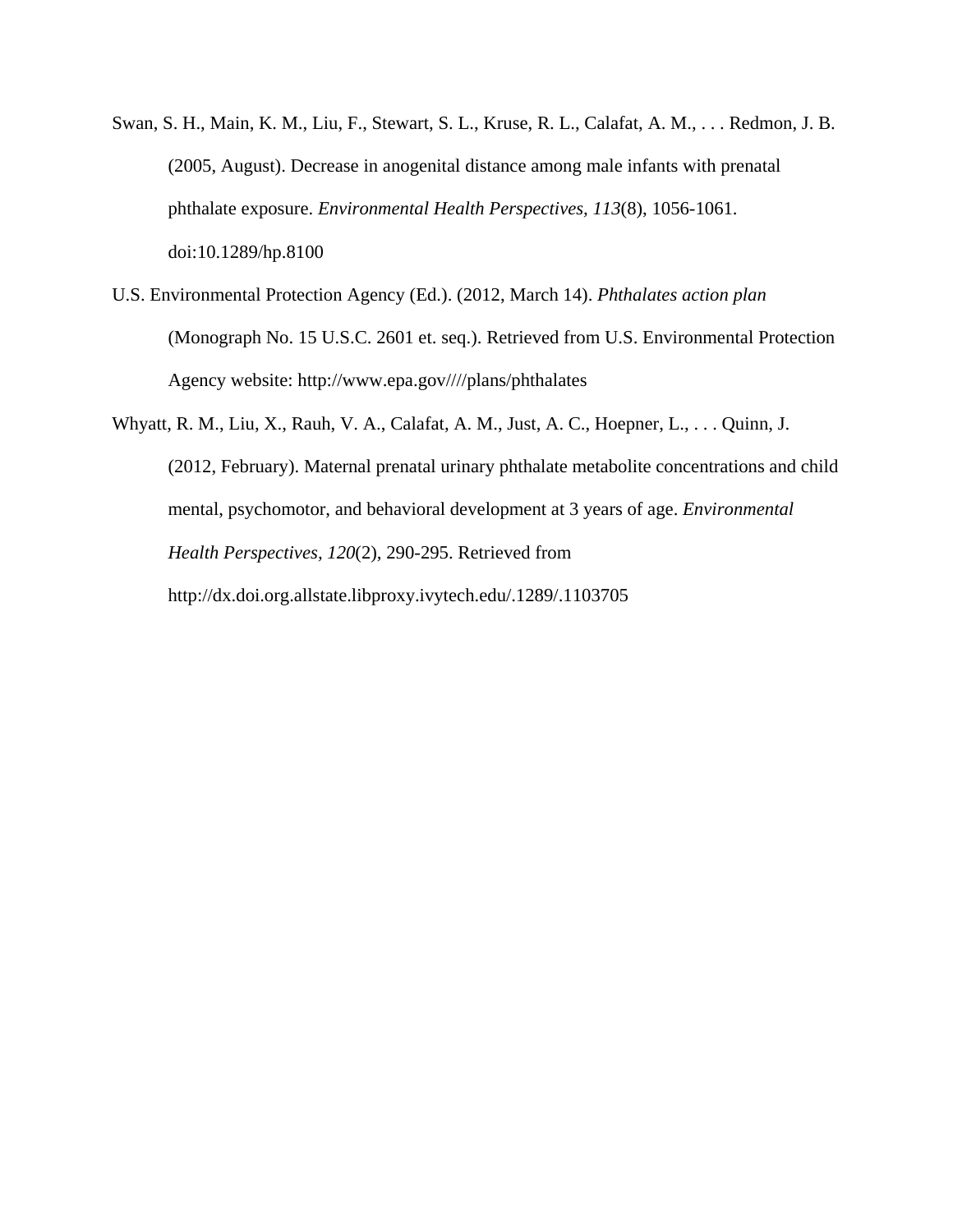Swan, S. H., Main, K. M., Liu, F., Stewart, S. L., Kruse, R. L., Calafat, A. M., . . . Redmon, J. B. (2005, August). Decrease in anogenital distance among male infants with prenatal phthalate exposure. *Environmental Health Perspectives, 113*(8), 1056-1061. doi:10.1289/hp.8100

U.S. Environmental Protection Agency (Ed.). (2012, March 14). *Phthalates action plan* (Monograph No. 15 U.S.C. 2601 et. seq.). Retrieved from U.S. Environmental Protection Agency website: http://www.epa.gov////plans/phthalates

Whyatt, R. M., Liu, X., Rauh, V. A., Calafat, A. M., Just, A. C., Hoepner, L., . . . Quinn, J. (2012, February). Maternal prenatal urinary phthalate metabolite concentrations and child mental, psychomotor, and behavioral development at 3 years of age. *Environmental Health Perspectives, 120*(2), 290-295. Retrieved from http://dx.doi.org.allstate.libproxy.ivytech.edu/.1289/.1103705